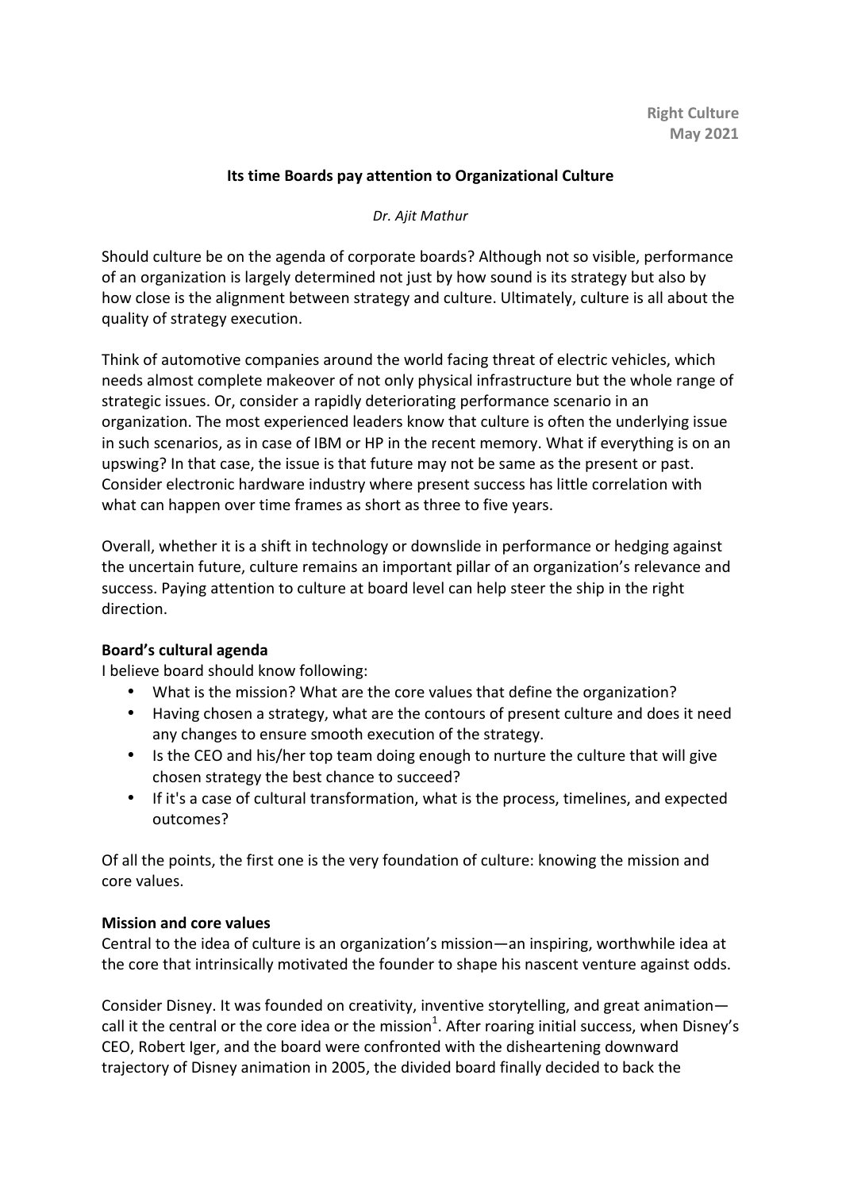**Right Culture**
**May 2021**

# Its time Boards pay attention to Organizational Culture

*Dr. Ajit Mathur*

Should culture be on the agenda of corporate boards? Although not so visible, performance of an organization is largely determined not just by how sound is its strategy but also by how close is the alignment between strategy and culture. Ultimately, culture is all about the quality of strategy execution.

Think of automotive companies around the world facing threat of electric vehicles, which needs almost complete makeover of not only physical infrastructure but the whole range of strategic issues. Or, consider a rapidly deteriorating performance scenario in an organization. The most experienced leaders know that culture is often the underlying issue in such scenarios, as in case of IBM or HP in the recent memory. What if everything is on an upswing? In that case, the issue is that future may not be same as the present or past. Consider electronic hardware industry where present success has little correlation with what can happen over time frames as short as three to five years.

Overall, whether it is a shift in technology or downslide in performance or hedging against the uncertain future, culture remains an important pillar of an organization's relevance and success. Paying attention to culture at board level can help steer the ship in the right direction.

## Board's cultural agenda

I believe board should know following:

- What is the mission? What are the core values that define the organization?
- Having chosen a strategy, what are the contours of present culture and does it need any changes to ensure smooth execution of the strategy.
- Is the CEO and his/her top team doing enough to nurture the culture that will give chosen strategy the best chance to succeed?
- If it's a case of cultural transformation, what is the process, timelines, and expected outcomes?

Of all the points, the first one is the very foundation of culture: knowing the mission and core values.

## Mission and core values

Central to the idea of culture is an organization's mission—an inspiring, worthwhile idea at the core that intrinsically motivated the founder to shape his nascent venture against odds.

Consider Disney. It was founded on creativity, inventive storytelling, and great animation—call it the central or the core idea or the mission[1]. After roaring initial success, when Disney's CEO, Robert Iger, and the board were confronted with the disheartening downward trajectory of Disney animation in 2005, the divided board finally decided to back the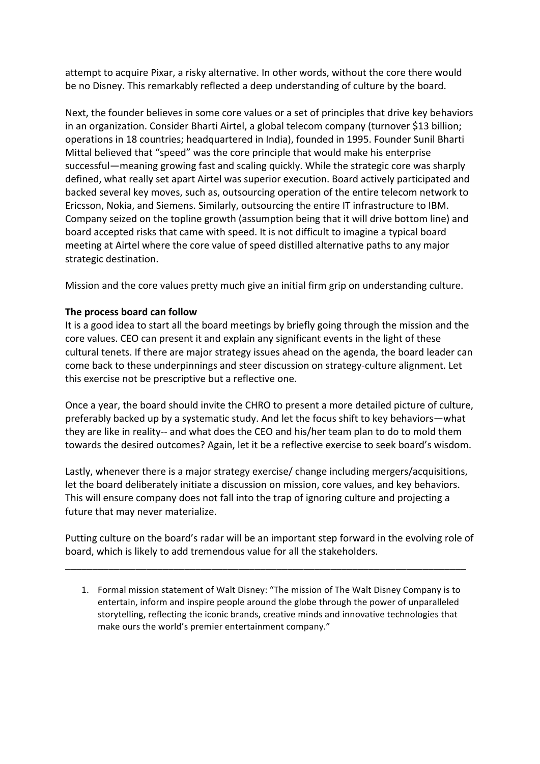attempt to acquire Pixar, a risky alternative. In other words, without the core there would be no Disney. This remarkably reflected a deep understanding of culture by the board.

Next, the founder believes in some core values or a set of principles that drive key behaviors in an organization. Consider Bharti Airtel, a global telecom company (turnover $13 billion; operations in 18 countries; headquartered in India), founded in 1995. Founder Sunil Bharti Mittal believed that "speed" was the core principle that would make his enterprise successful—meaning growing fast and scaling quickly. While the strategic core was sharply defined, what really set apart Airtel was superior execution. Board actively participated and backed several key moves, such as, outsourcing operation of the entire telecom network to Ericsson, Nokia, and Siemens. Similarly, outsourcing the entire IT infrastructure to IBM. Company seized on the topline growth (assumption being that it will drive bottom line) and board accepted risks that came with speed. It is not difficult to imagine a typical board meeting at Airtel where the core value of speed distilled alternative paths to any major strategic destination.

Mission and the core values pretty much give an initial firm grip on understanding culture.

**The process board can follow**

It is a good idea to start all the board meetings by briefly going through the mission and the core values. CEO can present it and explain any significant events in the light of these cultural tenets. If there are major strategy issues ahead on the agenda, the board leader can come back to these underpinnings and steer discussion on strategy-culture alignment. Let this exercise not be prescriptive but a reflective one.

Once a year, the board should invite the CHRO to present a more detailed picture of culture, preferably backed up by a systematic study. And let the focus shift to key behaviors—what they are like in reality-- and what does the CEO and his/her team plan to do to mold them towards the desired outcomes? Again, let it be a reflective exercise to seek board's wisdom.

Lastly, whenever there is a major strategy exercise/ change including mergers/acquisitions, let the board deliberately initiate a discussion on mission, core values, and key behaviors. This will ensure company does not fall into the trap of ignoring culture and projecting a future that may never materialize.

Putting culture on the board's radar will be an important step forward in the evolving role of board, which is likely to add tremendous value for all the stakeholders.

---

1. Formal mission statement of Walt Disney: "The mission of The Walt Disney Company is to entertain, inform and inspire people around the globe through the power of unparalleled storytelling, reflecting the iconic brands, creative minds and innovative technologies that make ours the world's premier entertainment company."